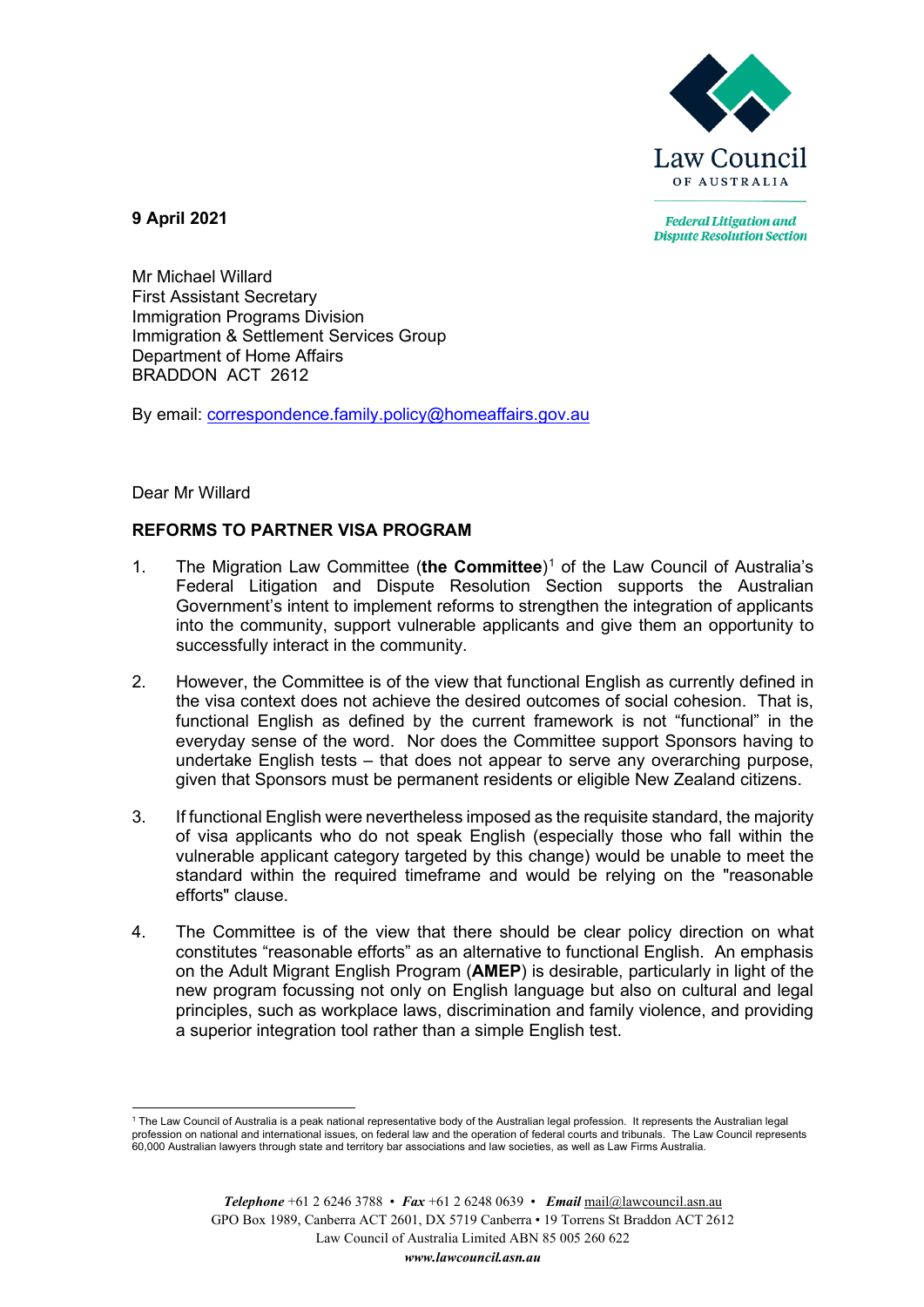Law Council OF AUSTRALIA

*Federal Litigation and Dispute Resolution Section*

**9 April 2021**

Mr Michael Willard
First Assistant Secretary
Immigration Programs Division
Immigration & Settlement Services Group
Department of Home Affairs
BRADDON ACT 2612

By email: correspondence.family.policy@homeaffairs.gov.au

Dear Mr Willard

**REFORMS TO PARTNER VISA PROGRAM**

1. The Migration Law Committee (**the Committee**)[1] of the Law Council of Australia's Federal Litigation and Dispute Resolution Section supports the Australian Government's intent to implement reforms to strengthen the integration of applicants into the community, support vulnerable applicants and give them an opportunity to successfully interact in the community.

2. However, the Committee is of the view that functional English as currently defined in the visa context does not achieve the desired outcomes of social cohesion. That is, functional English as defined by the current framework is not "functional" in the everyday sense of the word. Nor does the Committee support Sponsors having to undertake English tests – that does not appear to serve any overarching purpose, given that Sponsors must be permanent residents or eligible New Zealand citizens.

3. If functional English were nevertheless imposed as the requisite standard, the majority of visa applicants who do not speak English (especially those who fall within the vulnerable applicant category targeted by this change) would be unable to meet the standard within the required timeframe and would be relying on the "reasonable efforts" clause.

4. The Committee is of the view that there should be clear policy direction on what constitutes "reasonable efforts" as an alternative to functional English. An emphasis on the Adult Migrant English Program (**AMEP**) is desirable, particularly in light of the new program focussing not only on English language but also on cultural and legal principles, such as workplace laws, discrimination and family violence, and providing a superior integration tool rather than a simple English test.

[1] The Law Council of Australia is a peak national representative body of the Australian legal profession. It represents the Australian legal profession on national and international issues, on federal law and the operation of federal courts and tribunals. The Law Council represents 60,000 Australian lawyers through state and territory bar associations and law societies, as well as Law Firms Australia.

*Telephone* +61 2 6246 3788 • *Fax* +61 2 6248 0639 • *Email* mail@lawcouncil.asn.au
GPO Box 1989, Canberra ACT 2601, DX 5719 Canberra • 19 Torrens St Braddon ACT 2612
Law Council of Australia Limited ABN 85 005 260 622
*www.lawcouncil.asn.au*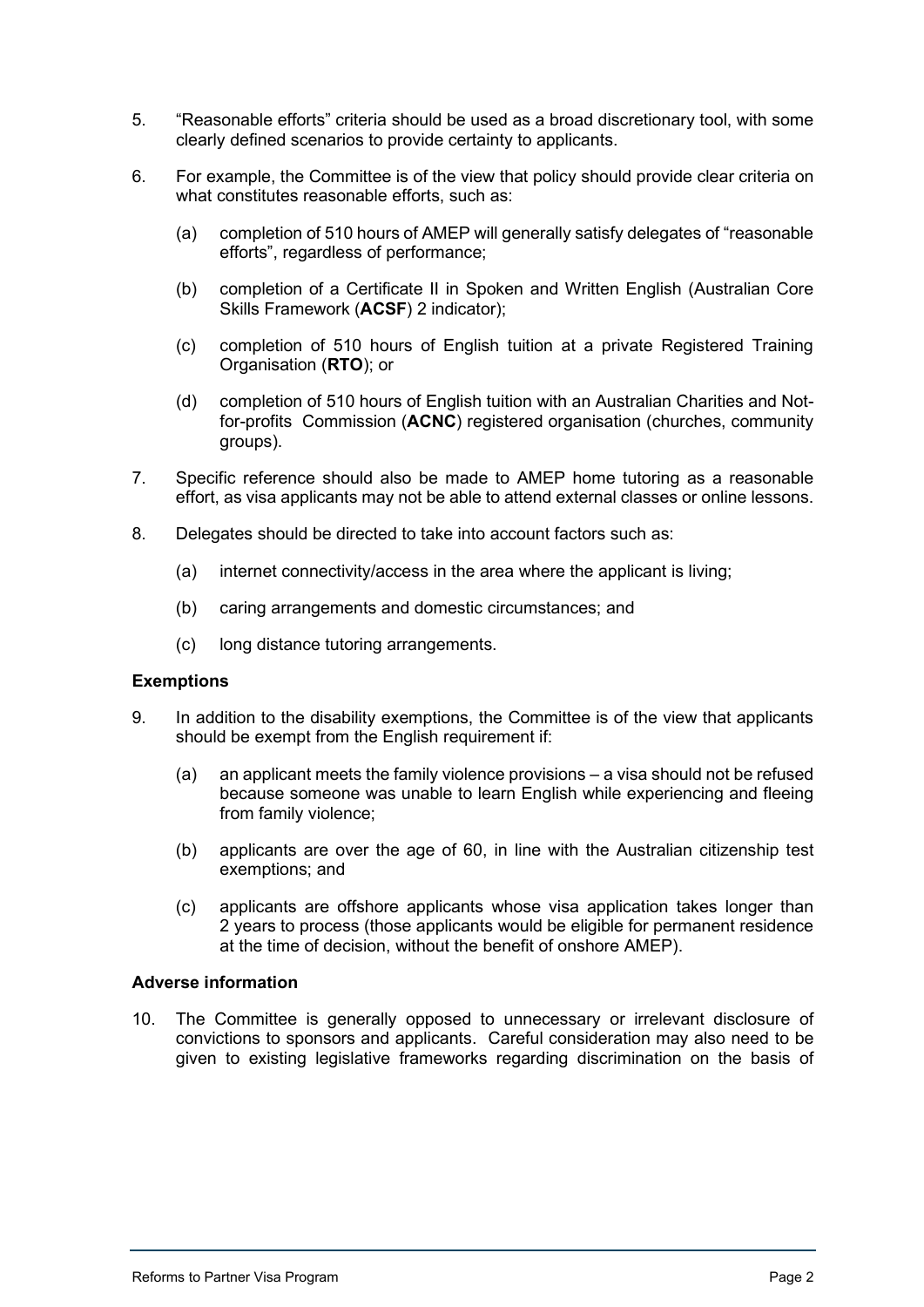5. "Reasonable efforts" criteria should be used as a broad discretionary tool, with some clearly defined scenarios to provide certainty to applicants.

6. For example, the Committee is of the view that policy should provide clear criteria on what constitutes reasonable efforts, such as:

   (a) completion of 510 hours of AMEP will generally satisfy delegates of "reasonable efforts", regardless of performance;

   (b) completion of a Certificate II in Spoken and Written English (Australian Core Skills Framework (**ACSF**) 2 indicator);

   (c) completion of 510 hours of English tuition at a private Registered Training Organisation (**RTO**); or

   (d) completion of 510 hours of English tuition with an Australian Charities and Not-for-profits Commission (**ACNC**) registered organisation (churches, community groups).

7. Specific reference should also be made to AMEP home tutoring as a reasonable effort, as visa applicants may not be able to attend external classes or online lessons.

8. Delegates should be directed to take into account factors such as:

   (a) internet connectivity/access in the area where the applicant is living;

   (b) caring arrangements and domestic circumstances; and

   (c) long distance tutoring arrangements.

**Exemptions**

9. In addition to the disability exemptions, the Committee is of the view that applicants should be exempt from the English requirement if:

   (a) an applicant meets the family violence provisions – a visa should not be refused because someone was unable to learn English while experiencing and fleeing from family violence;

   (b) applicants are over the age of 60, in line with the Australian citizenship test exemptions; and

   (c) applicants are offshore applicants whose visa application takes longer than 2 years to process (those applicants would be eligible for permanent residence at the time of decision, without the benefit of onshore AMEP).

**Adverse information**

10. The Committee is generally opposed to unnecessary or irrelevant disclosure of convictions to sponsors and applicants. Careful consideration may also need to be given to existing legislative frameworks regarding discrimination on the basis of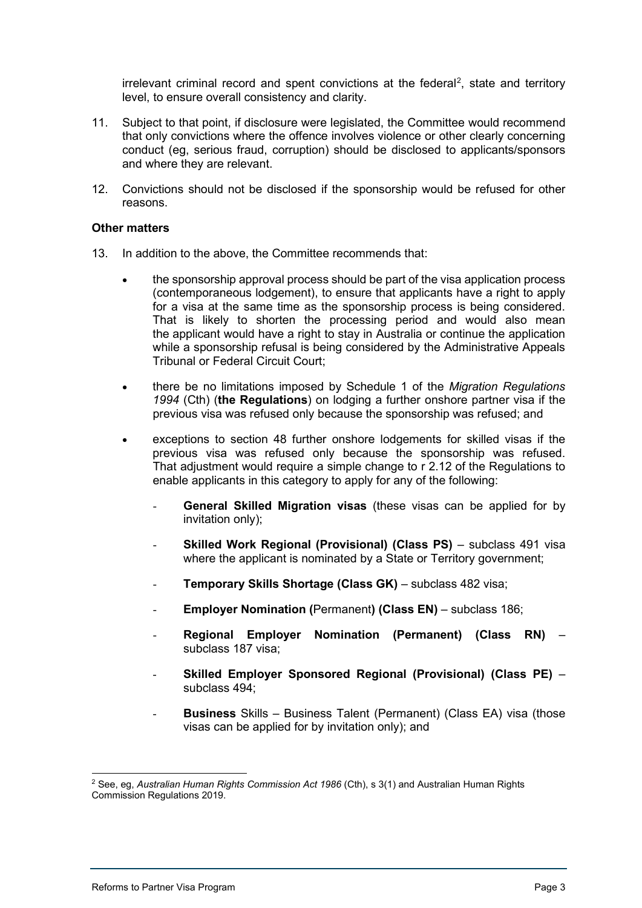irrelevant criminal record and spent convictions at the federal[2], state and territory level, to ensure overall consistency and clarity.

11. Subject to that point, if disclosure were legislated, the Committee would recommend that only convictions where the offence involves violence or other clearly concerning conduct (eg, serious fraud, corruption) should be disclosed to applicants/sponsors and where they are relevant.

12. Convictions should not be disclosed if the sponsorship would be refused for other reasons.

**Other matters**

13. In addition to the above, the Committee recommends that:

    - the sponsorship approval process should be part of the visa application process (contemporaneous lodgement), to ensure that applicants have a right to apply for a visa at the same time as the sponsorship process is being considered. That is likely to shorten the processing period and would also mean the applicant would have a right to stay in Australia or continue the application while a sponsorship refusal is being considered by the Administrative Appeals Tribunal or Federal Circuit Court;

    - there be no limitations imposed by Schedule 1 of the *Migration Regulations 1994* (Cth) (**the Regulations**) on lodging a further onshore partner visa if the previous visa was refused only because the sponsorship was refused; and

    - exceptions to section 48 further onshore lodgements for skilled visas if the previous visa was refused only because the sponsorship was refused. That adjustment would require a simple change to r 2.12 of the Regulations to enable applicants in this category to apply for any of the following:

        - **General Skilled Migration visas** (these visas can be applied for by invitation only);
        - **Skilled Work Regional (Provisional) (Class PS)** – subclass 491 visa where the applicant is nominated by a State or Territory government;
        - **Temporary Skills Shortage (Class GK)** – subclass 482 visa;
        - **Employer Nomination (**Permanent**) (Class EN)** – subclass 186;
        - **Regional Employer Nomination (Permanent) (Class RN)** – subclass 187 visa;
        - **Skilled Employer Sponsored Regional (Provisional) (Class PE)** – subclass 494;
        - **Business** Skills – Business Talent (Permanent) (Class EA) visa (those visas can be applied for by invitation only); and

---

[2] See, eg, *Australian Human Rights Commission Act 1986* (Cth), s 3(1) and Australian Human Rights Commission Regulations 2019.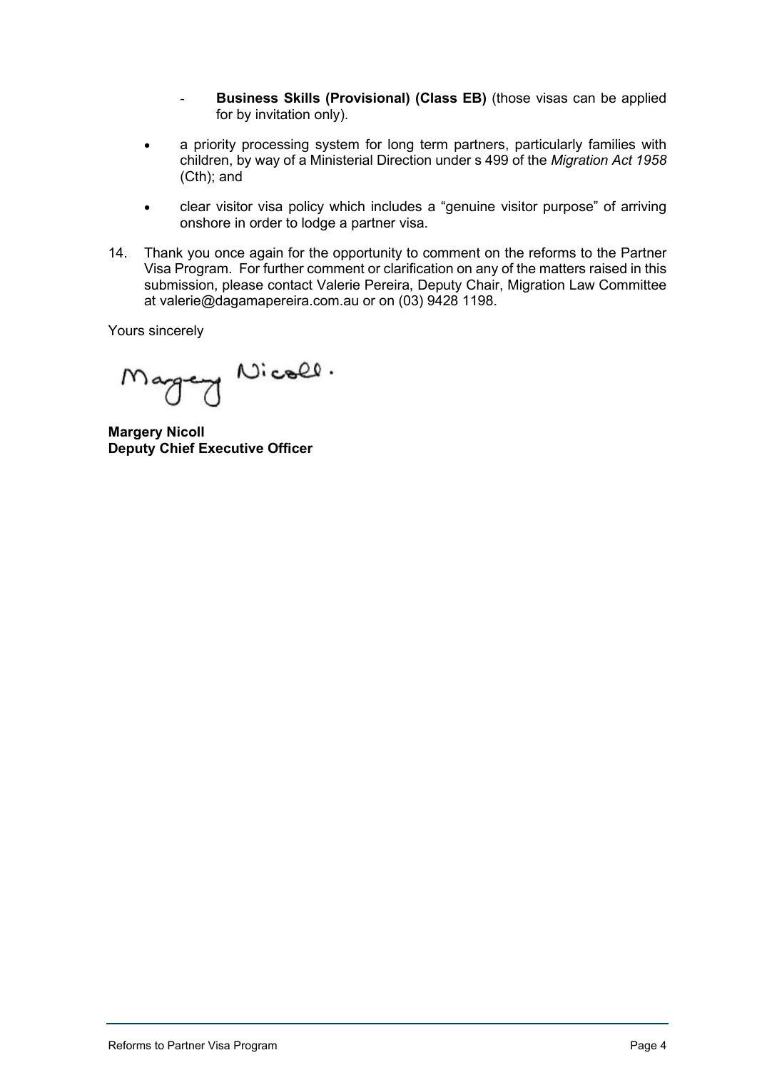- **Business Skills (Provisional) (Class EB)** (those visas can be applied for by invitation only).

- a priority processing system for long term partners, particularly families with children, by way of a Ministerial Direction under s 499 of the *Migration Act 1958* (Cth); and

- clear visitor visa policy which includes a "genuine visitor purpose" of arriving onshore in order to lodge a partner visa.

14. Thank you once again for the opportunity to comment on the reforms to the Partner Visa Program. For further comment or clarification on any of the matters raised in this submission, please contact Valerie Pereira, Deputy Chair, Migration Law Committee at valerie@dagamapereira.com.au or on (03) 9428 1198.

Yours sincerely

Margery Nicoll.

**Margery Nicoll**
**Deputy Chief Executive Officer**